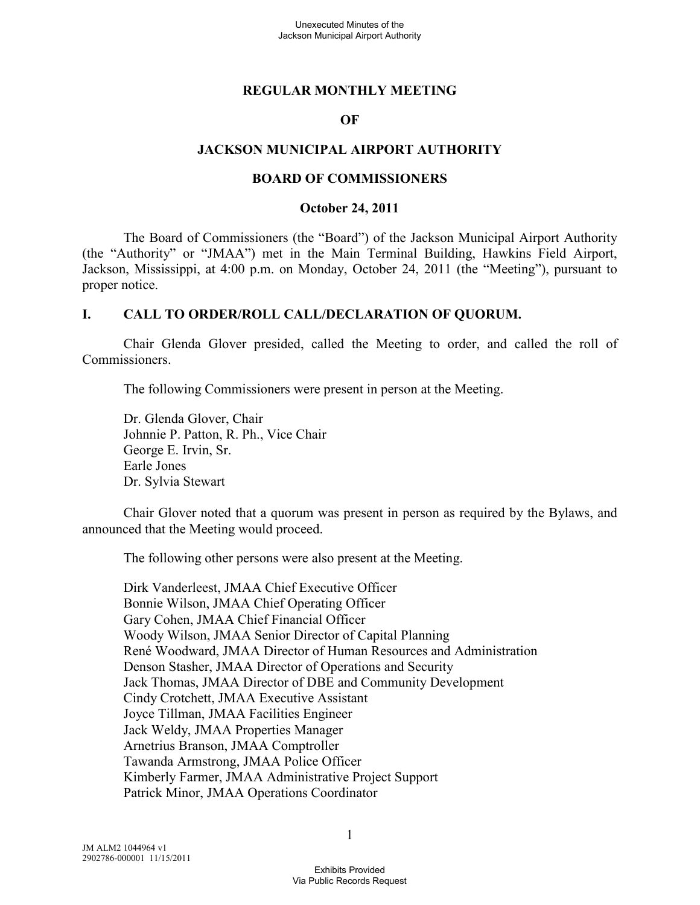# REGULAR MONTHLY MEETING

# OF

# JACKSON MUNICIPAL AIRPORT AUTHORITY

# BOARD OF COMMISSIONERS

**October 24, 2011**

The Board of Commissioners (the "Board") of the Jackson Municipal Airport Authority (the "Authority" or "JMAA") met in the Main Terminal Building, Hawkins Field Airport, Jackson, Mississippi, at 4:00 p.m. on Monday, October 24, 2011 (the "Meeting"), pursuant to proper notice.

## I. CALL TO ORDER/ROLL CALL/DECLARATION OF QUORUM.

Chair Glenda Glover presided, called the Meeting to order, and called the roll of Commissioners.

The following Commissioners were present in person at the Meeting.

Dr. Glenda Glover, Chair
Johnnie P. Patton, R. Ph., Vice Chair
George E. Irvin, Sr.
Earle Jones
Dr. Sylvia Stewart

Chair Glover noted that a quorum was present in person as required by the Bylaws, and announced that the Meeting would proceed.

The following other persons were also present at the Meeting.

Dirk Vanderleest, JMAA Chief Executive Officer
Bonnie Wilson, JMAA Chief Operating Officer
Gary Cohen, JMAA Chief Financial Officer
Woody Wilson, JMAA Senior Director of Capital Planning
René Woodward, JMAA Director of Human Resources and Administration
Denson Stasher, JMAA Director of Operations and Security
Jack Thomas, JMAA Director of DBE and Community Development
Cindy Crotchett, JMAA Executive Assistant
Joyce Tillman, JMAA Facilities Engineer
Jack Weldy, JMAA Properties Manager
Arnetrius Branson, JMAA Comptroller
Tawanda Armstrong, JMAA Police Officer
Kimberly Farmer, JMAA Administrative Project Support
Patrick Minor, JMAA Operations Coordinator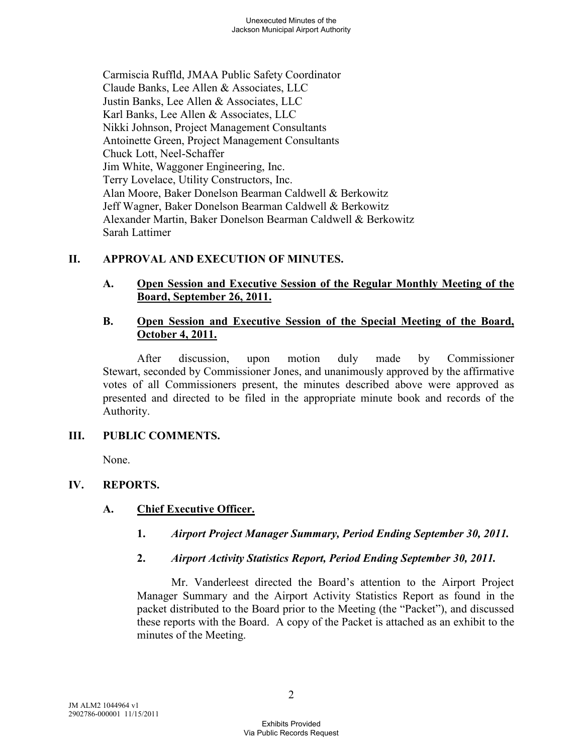Carmiscia Ruffld, JMAA Public Safety Coordinator
Claude Banks, Lee Allen & Associates, LLC
Justin Banks, Lee Allen & Associates, LLC
Karl Banks, Lee Allen & Associates, LLC
Nikki Johnson, Project Management Consultants
Antoinette Green, Project Management Consultants
Chuck Lott, Neel-Schaffer
Jim White, Waggoner Engineering, Inc.
Terry Lovelace, Utility Constructors, Inc.
Alan Moore, Baker Donelson Bearman Caldwell & Berkowitz
Jeff Wagner, Baker Donelson Bearman Caldwell & Berkowitz
Alexander Martin, Baker Donelson Bearman Caldwell & Berkowitz
Sarah Lattimer

## II. APPROVAL AND EXECUTION OF MINUTES.

### A. Open Session and Executive Session of the Regular Monthly Meeting of the Board, September 26, 2011.

### B. Open Session and Executive Session of the Special Meeting of the Board, October 4, 2011.

After discussion, upon motion duly made by Commissioner Stewart, seconded by Commissioner Jones, and unanimously approved by the affirmative votes of all Commissioners present, the minutes described above were approved as presented and directed to be filed in the appropriate minute book and records of the Authority.

## III. PUBLIC COMMENTS.

None.

## IV. REPORTS.

### A. Chief Executive Officer.

**1.** ***Airport Project Manager Summary, Period Ending September 30, 2011.***

**2.** ***Airport Activity Statistics Report, Period Ending September 30, 2011.***

Mr. Vanderleest directed the Board's attention to the Airport Project Manager Summary and the Airport Activity Statistics Report as found in the packet distributed to the Board prior to the Meeting (the "Packet"), and discussed these reports with the Board. A copy of the Packet is attached as an exhibit to the minutes of the Meeting.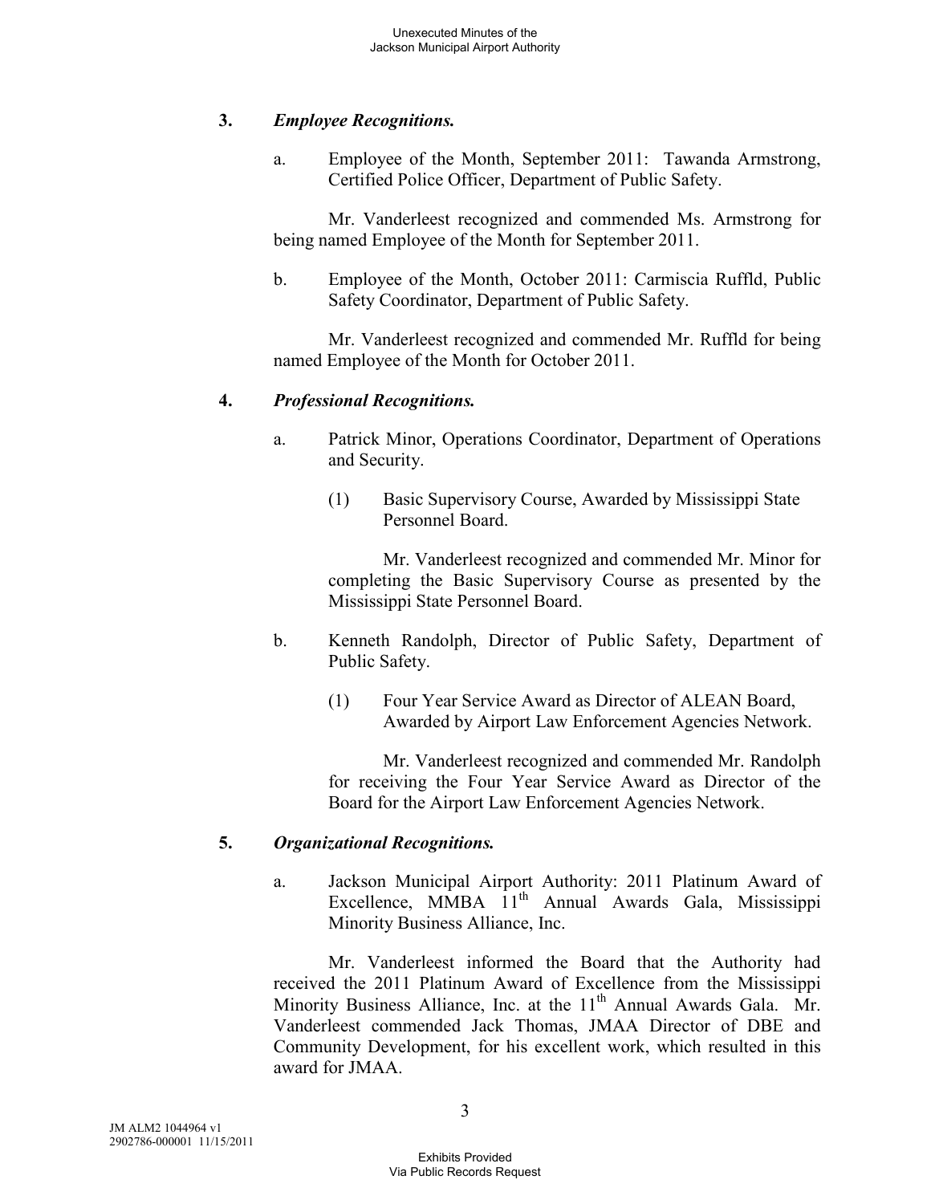**3.** ***Employee Recognitions.***

a. Employee of the Month, September 2011: Tawanda Armstrong, Certified Police Officer, Department of Public Safety.

Mr. Vanderleest recognized and commended Ms. Armstrong for being named Employee of the Month for September 2011.

b. Employee of the Month, October 2011: Carmiscia Ruffld, Public Safety Coordinator, Department of Public Safety.

Mr. Vanderleest recognized and commended Mr. Ruffld for being named Employee of the Month for October 2011.

**4.** ***Professional Recognitions.***

a. Patrick Minor, Operations Coordinator, Department of Operations and Security.

(1) Basic Supervisory Course, Awarded by Mississippi State Personnel Board.

Mr. Vanderleest recognized and commended Mr. Minor for completing the Basic Supervisory Course as presented by the Mississippi State Personnel Board.

b. Kenneth Randolph, Director of Public Safety, Department of Public Safety.

(1) Four Year Service Award as Director of ALEAN Board, Awarded by Airport Law Enforcement Agencies Network.

Mr. Vanderleest recognized and commended Mr. Randolph for receiving the Four Year Service Award as Director of the Board for the Airport Law Enforcement Agencies Network.

**5.** ***Organizational Recognitions.***

a. Jackson Municipal Airport Authority: 2011 Platinum Award of Excellence, MMBA 11th Annual Awards Gala, Mississippi Minority Business Alliance, Inc.

Mr. Vanderleest informed the Board that the Authority had received the 2011 Platinum Award of Excellence from the Mississippi Minority Business Alliance, Inc. at the 11th Annual Awards Gala. Mr. Vanderleest commended Jack Thomas, JMAA Director of DBE and Community Development, for his excellent work, which resulted in this award for JMAA.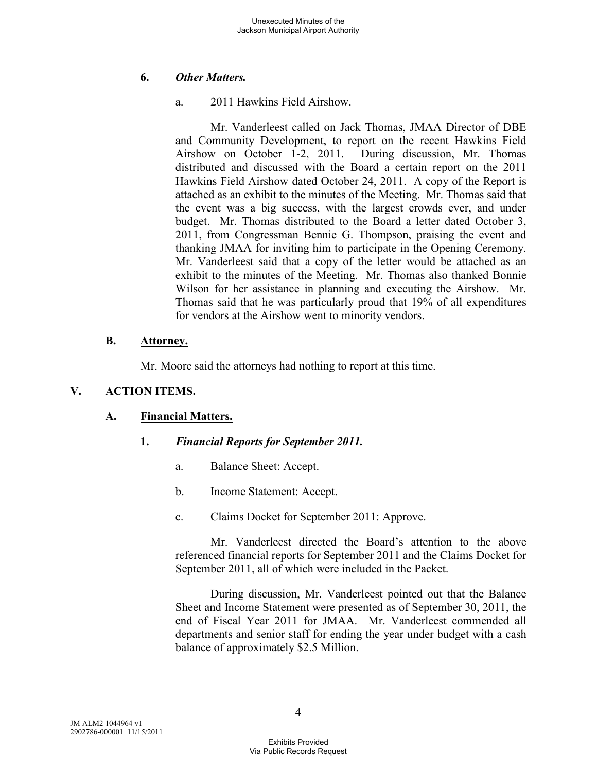**6.** ***Other Matters.***

a. 2011 Hawkins Field Airshow.

Mr. Vanderleest called on Jack Thomas, JMAA Director of DBE and Community Development, to report on the recent Hawkins Field Airshow on October 1-2, 2011. During discussion, Mr. Thomas distributed and discussed with the Board a certain report on the 2011 Hawkins Field Airshow dated October 24, 2011. A copy of the Report is attached as an exhibit to the minutes of the Meeting. Mr. Thomas said that the event was a big success, with the largest crowds ever, and under budget. Mr. Thomas distributed to the Board a letter dated October 3, 2011, from Congressman Bennie G. Thompson, praising the event and thanking JMAA for inviting him to participate in the Opening Ceremony. Mr. Vanderleest said that a copy of the letter would be attached as an exhibit to the minutes of the Meeting. Mr. Thomas also thanked Bonnie Wilson for her assistance in planning and executing the Airshow. Mr. Thomas said that he was particularly proud that 19% of all expenditures for vendors at the Airshow went to minority vendors.

**B. Attorney.**

Mr. Moore said the attorneys had nothing to report at this time.

**V. ACTION ITEMS.**

**A. Financial Matters.**

**1.** ***Financial Reports for September 2011.***

a. Balance Sheet: Accept.

b. Income Statement: Accept.

c. Claims Docket for September 2011: Approve.

Mr. Vanderleest directed the Board's attention to the above referenced financial reports for September 2011 and the Claims Docket for September 2011, all of which were included in the Packet.

During discussion, Mr. Vanderleest pointed out that the Balance Sheet and Income Statement were presented as of September 30, 2011, the end of Fiscal Year 2011 for JMAA. Mr. Vanderleest commended all departments and senior staff for ending the year under budget with a cash balance of approximately $2.5 Million.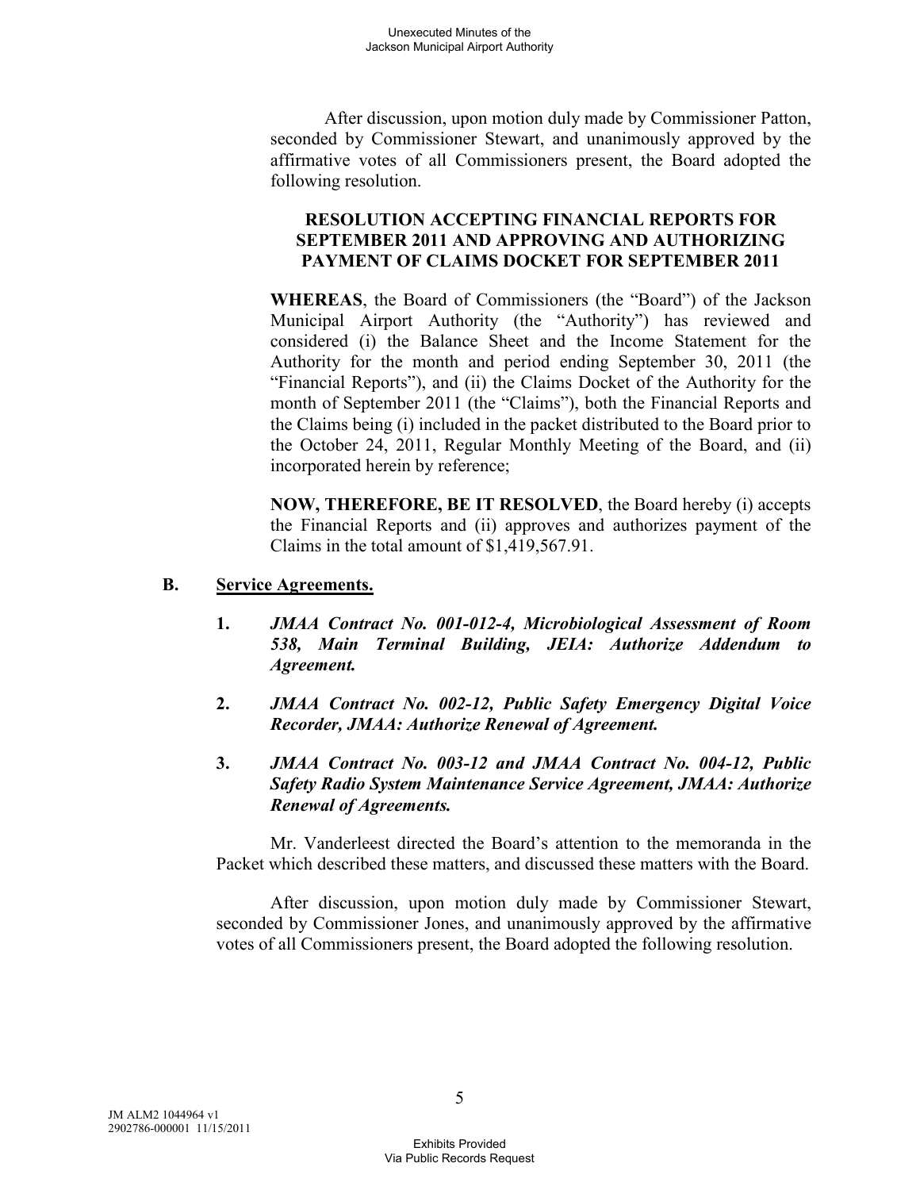After discussion, upon motion duly made by Commissioner Patton, seconded by Commissioner Stewart, and unanimously approved by the affirmative votes of all Commissioners present, the Board adopted the following resolution.

**RESOLUTION ACCEPTING FINANCIAL REPORTS FOR SEPTEMBER 2011 AND APPROVING AND AUTHORIZING PAYMENT OF CLAIMS DOCKET FOR SEPTEMBER 2011**

**WHEREAS**, the Board of Commissioners (the "Board") of the Jackson Municipal Airport Authority (the "Authority") has reviewed and considered (i) the Balance Sheet and the Income Statement for the Authority for the month and period ending September 30, 2011 (the "Financial Reports"), and (ii) the Claims Docket of the Authority for the month of September 2011 (the "Claims"), both the Financial Reports and the Claims being (i) included in the packet distributed to the Board prior to the October 24, 2011, Regular Monthly Meeting of the Board, and (ii) incorporated herein by reference;

**NOW, THEREFORE, BE IT RESOLVED**, the Board hereby (i) accepts the Financial Reports and (ii) approves and authorizes payment of the Claims in the total amount of $1,419,567.91.

**B. Service Agreements.**

1. ***JMAA Contract No. 001-012-4, Microbiological Assessment of Room 538, Main Terminal Building, JEIA: Authorize Addendum to Agreement.***

2. ***JMAA Contract No. 002-12, Public Safety Emergency Digital Voice Recorder, JMAA: Authorize Renewal of Agreement.***

3. ***JMAA Contract No. 003-12 and JMAA Contract No. 004-12, Public Safety Radio System Maintenance Service Agreement, JMAA: Authorize Renewal of Agreements.***

Mr. Vanderleest directed the Board's attention to the memoranda in the Packet which described these matters, and discussed these matters with the Board.

After discussion, upon motion duly made by Commissioner Stewart, seconded by Commissioner Jones, and unanimously approved by the affirmative votes of all Commissioners present, the Board adopted the following resolution.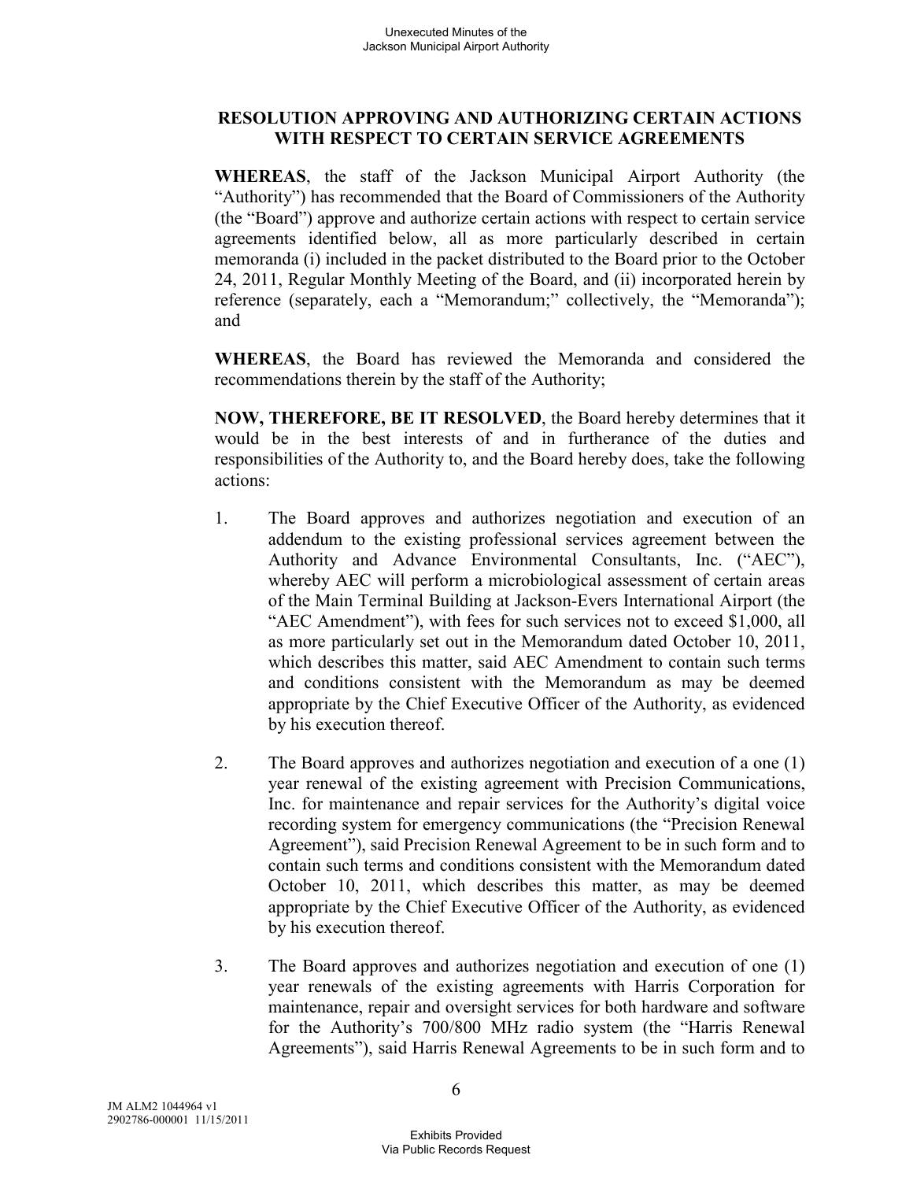## RESOLUTION APPROVING AND AUTHORIZING CERTAIN ACTIONS WITH RESPECT TO CERTAIN SERVICE AGREEMENTS

**WHEREAS**, the staff of the Jackson Municipal Airport Authority (the "Authority") has recommended that the Board of Commissioners of the Authority (the "Board") approve and authorize certain actions with respect to certain service agreements identified below, all as more particularly described in certain memoranda (i) included in the packet distributed to the Board prior to the October 24, 2011, Regular Monthly Meeting of the Board, and (ii) incorporated herein by reference (separately, each a "Memorandum;" collectively, the "Memoranda"); and

**WHEREAS**, the Board has reviewed the Memoranda and considered the recommendations therein by the staff of the Authority;

**NOW, THEREFORE, BE IT RESOLVED**, the Board hereby determines that it would be in the best interests of and in furtherance of the duties and responsibilities of the Authority to, and the Board hereby does, take the following actions:

1. The Board approves and authorizes negotiation and execution of an addendum to the existing professional services agreement between the Authority and Advance Environmental Consultants, Inc. ("AEC"), whereby AEC will perform a microbiological assessment of certain areas of the Main Terminal Building at Jackson-Evers International Airport (the "AEC Amendment"), with fees for such services not to exceed $1,000, all as more particularly set out in the Memorandum dated October 10, 2011, which describes this matter, said AEC Amendment to contain such terms and conditions consistent with the Memorandum as may be deemed appropriate by the Chief Executive Officer of the Authority, as evidenced by his execution thereof.

2. The Board approves and authorizes negotiation and execution of a one (1) year renewal of the existing agreement with Precision Communications, Inc. for maintenance and repair services for the Authority's digital voice recording system for emergency communications (the "Precision Renewal Agreement"), said Precision Renewal Agreement to be in such form and to contain such terms and conditions consistent with the Memorandum dated October 10, 2011, which describes this matter, as may be deemed appropriate by the Chief Executive Officer of the Authority, as evidenced by his execution thereof.

3. The Board approves and authorizes negotiation and execution of one (1) year renewals of the existing agreements with Harris Corporation for maintenance, repair and oversight services for both hardware and software for the Authority's 700/800 MHz radio system (the "Harris Renewal Agreements"), said Harris Renewal Agreements to be in such form and to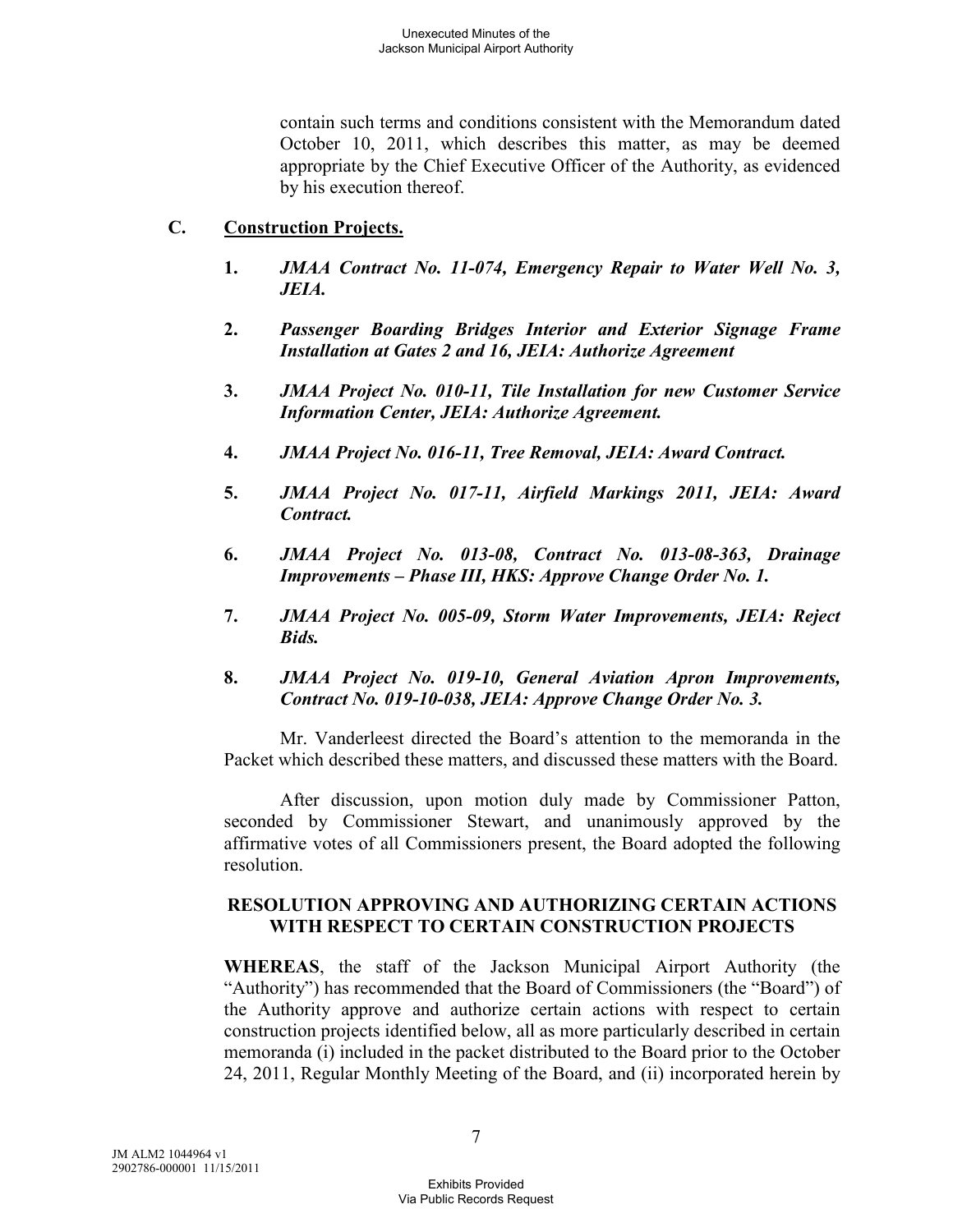contain such terms and conditions consistent with the Memorandum dated October 10, 2011, which describes this matter, as may be deemed appropriate by the Chief Executive Officer of the Authority, as evidenced by his execution thereof.

## C. Construction Projects.

1. ***JMAA Contract No. 11-074, Emergency Repair to Water Well No. 3, JEIA.***

2. ***Passenger Boarding Bridges Interior and Exterior Signage Frame Installation at Gates 2 and 16, JEIA: Authorize Agreement***

3. ***JMAA Project No. 010-11, Tile Installation for new Customer Service Information Center, JEIA: Authorize Agreement.***

4. ***JMAA Project No. 016-11, Tree Removal, JEIA: Award Contract.***

5. ***JMAA Project No. 017-11, Airfield Markings 2011, JEIA: Award Contract.***

6. ***JMAA Project No. 013-08, Contract No. 013-08-363, Drainage Improvements – Phase III, HKS: Approve Change Order No. 1.***

7. ***JMAA Project No. 005-09, Storm Water Improvements, JEIA: Reject Bids.***

8. ***JMAA Project No. 019-10, General Aviation Apron Improvements, Contract No. 019-10-038, JEIA: Approve Change Order No. 3.***

Mr. Vanderleest directed the Board's attention to the memoranda in the Packet which described these matters, and discussed these matters with the Board.

After discussion, upon motion duly made by Commissioner Patton, seconded by Commissioner Stewart, and unanimously approved by the affirmative votes of all Commissioners present, the Board adopted the following resolution.

**RESOLUTION APPROVING AND AUTHORIZING CERTAIN ACTIONS WITH RESPECT TO CERTAIN CONSTRUCTION PROJECTS**

**WHEREAS**, the staff of the Jackson Municipal Airport Authority (the "Authority") has recommended that the Board of Commissioners (the "Board") of the Authority approve and authorize certain actions with respect to certain construction projects identified below, all as more particularly described in certain memoranda (i) included in the packet distributed to the Board prior to the October 24, 2011, Regular Monthly Meeting of the Board, and (ii) incorporated herein by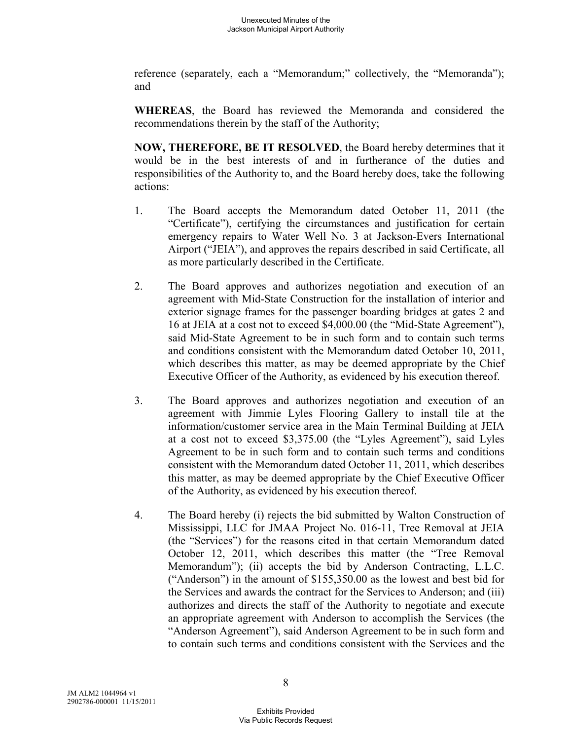reference (separately, each a "Memorandum;" collectively, the "Memoranda"); and

**WHEREAS**, the Board has reviewed the Memoranda and considered the recommendations therein by the staff of the Authority;

**NOW, THEREFORE, BE IT RESOLVED**, the Board hereby determines that it would be in the best interests of and in furtherance of the duties and responsibilities of the Authority to, and the Board hereby does, take the following actions:

1. The Board accepts the Memorandum dated October 11, 2011 (the "Certificate"), certifying the circumstances and justification for certain emergency repairs to Water Well No. 3 at Jackson-Evers International Airport ("JEIA"), and approves the repairs described in said Certificate, all as more particularly described in the Certificate.

2. The Board approves and authorizes negotiation and execution of an agreement with Mid-State Construction for the installation of interior and exterior signage frames for the passenger boarding bridges at gates 2 and 16 at JEIA at a cost not to exceed $4,000.00 (the "Mid-State Agreement"), said Mid-State Agreement to be in such form and to contain such terms and conditions consistent with the Memorandum dated October 10, 2011, which describes this matter, as may be deemed appropriate by the Chief Executive Officer of the Authority, as evidenced by his execution thereof.

3. The Board approves and authorizes negotiation and execution of an agreement with Jimmie Lyles Flooring Gallery to install tile at the information/customer service area in the Main Terminal Building at JEIA at a cost not to exceed $3,375.00 (the "Lyles Agreement"), said Lyles Agreement to be in such form and to contain such terms and conditions consistent with the Memorandum dated October 11, 2011, which describes this matter, as may be deemed appropriate by the Chief Executive Officer of the Authority, as evidenced by his execution thereof.

4. The Board hereby (i) rejects the bid submitted by Walton Construction of Mississippi, LLC for JMAA Project No. 016-11, Tree Removal at JEIA (the "Services") for the reasons cited in that certain Memorandum dated October 12, 2011, which describes this matter (the "Tree Removal Memorandum"); (ii) accepts the bid by Anderson Contracting, L.L.C. ("Anderson") in the amount of $155,350.00 as the lowest and best bid for the Services and awards the contract for the Services to Anderson; and (iii) authorizes and directs the staff of the Authority to negotiate and execute an appropriate agreement with Anderson to accomplish the Services (the "Anderson Agreement"), said Anderson Agreement to be in such form and to contain such terms and conditions consistent with the Services and the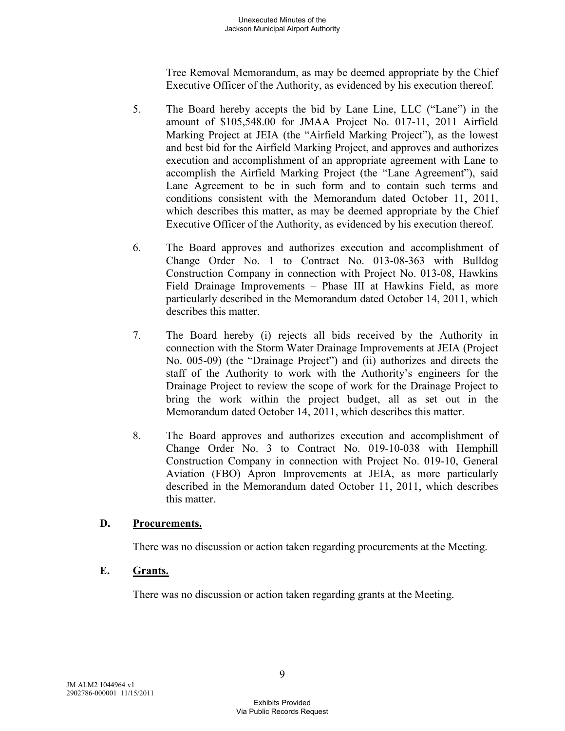Tree Removal Memorandum, as may be deemed appropriate by the Chief Executive Officer of the Authority, as evidenced by his execution thereof.

5. The Board hereby accepts the bid by Lane Line, LLC ("Lane") in the amount of $105,548.00 for JMAA Project No. 017-11, 2011 Airfield Marking Project at JEIA (the "Airfield Marking Project"), as the lowest and best bid for the Airfield Marking Project, and approves and authorizes execution and accomplishment of an appropriate agreement with Lane to accomplish the Airfield Marking Project (the "Lane Agreement"), said Lane Agreement to be in such form and to contain such terms and conditions consistent with the Memorandum dated October 11, 2011, which describes this matter, as may be deemed appropriate by the Chief Executive Officer of the Authority, as evidenced by his execution thereof.

6. The Board approves and authorizes execution and accomplishment of Change Order No. 1 to Contract No. 013-08-363 with Bulldog Construction Company in connection with Project No. 013-08, Hawkins Field Drainage Improvements – Phase III at Hawkins Field, as more particularly described in the Memorandum dated October 14, 2011, which describes this matter.

7. The Board hereby (i) rejects all bids received by the Authority in connection with the Storm Water Drainage Improvements at JEIA (Project No. 005-09) (the "Drainage Project") and (ii) authorizes and directs the staff of the Authority to work with the Authority's engineers for the Drainage Project to review the scope of work for the Drainage Project to bring the work within the project budget, all as set out in the Memorandum dated October 14, 2011, which describes this matter.

8. The Board approves and authorizes execution and accomplishment of Change Order No. 3 to Contract No. 019-10-038 with Hemphill Construction Company in connection with Project No. 019-10, General Aviation (FBO) Apron Improvements at JEIA, as more particularly described in the Memorandum dated October 11, 2011, which describes this matter.

### D. Procurements.

There was no discussion or action taken regarding procurements at the Meeting.

### E. Grants.

There was no discussion or action taken regarding grants at the Meeting.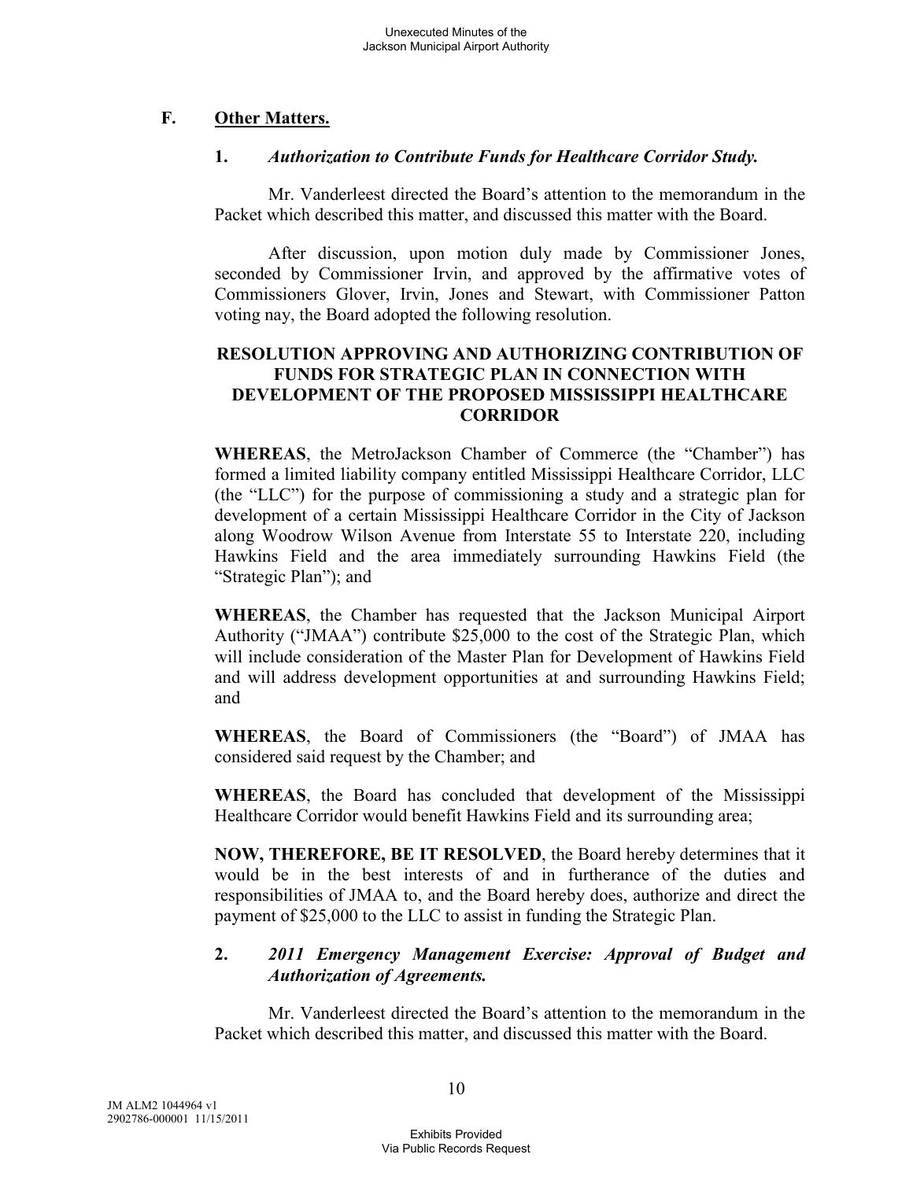## F. Other Matters.

### 1. *Authorization to Contribute Funds for Healthcare Corridor Study.*

Mr. Vanderleest directed the Board's attention to the memorandum in the Packet which described this matter, and discussed this matter with the Board.

After discussion, upon motion duly made by Commissioner Jones, seconded by Commissioner Irvin, and approved by the affirmative votes of Commissioners Glover, Irvin, Jones and Stewart, with Commissioner Patton voting nay, the Board adopted the following resolution.

**RESOLUTION APPROVING AND AUTHORIZING CONTRIBUTION OF FUNDS FOR STRATEGIC PLAN IN CONNECTION WITH DEVELOPMENT OF THE PROPOSED MISSISSIPPI HEALTHCARE CORRIDOR**

**WHEREAS**, the MetroJackson Chamber of Commerce (the "Chamber") has formed a limited liability company entitled Mississippi Healthcare Corridor, LLC (the "LLC") for the purpose of commissioning a study and a strategic plan for development of a certain Mississippi Healthcare Corridor in the City of Jackson along Woodrow Wilson Avenue from Interstate 55 to Interstate 220, including Hawkins Field and the area immediately surrounding Hawkins Field (the "Strategic Plan"); and

**WHEREAS**, the Chamber has requested that the Jackson Municipal Airport Authority ("JMAA") contribute $25,000 to the cost of the Strategic Plan, which will include consideration of the Master Plan for Development of Hawkins Field and will address development opportunities at and surrounding Hawkins Field; and

**WHEREAS**, the Board of Commissioners (the "Board") of JMAA has considered said request by the Chamber; and

**WHEREAS**, the Board has concluded that development of the Mississippi Healthcare Corridor would benefit Hawkins Field and its surrounding area;

**NOW, THEREFORE, BE IT RESOLVED**, the Board hereby determines that it would be in the best interests of and in furtherance of the duties and responsibilities of JMAA to, and the Board hereby does, authorize and direct the payment of $25,000 to the LLC to assist in funding the Strategic Plan.

### 2. *2011 Emergency Management Exercise: Approval of Budget and Authorization of Agreements.*

Mr. Vanderleest directed the Board's attention to the memorandum in the Packet which described this matter, and discussed this matter with the Board.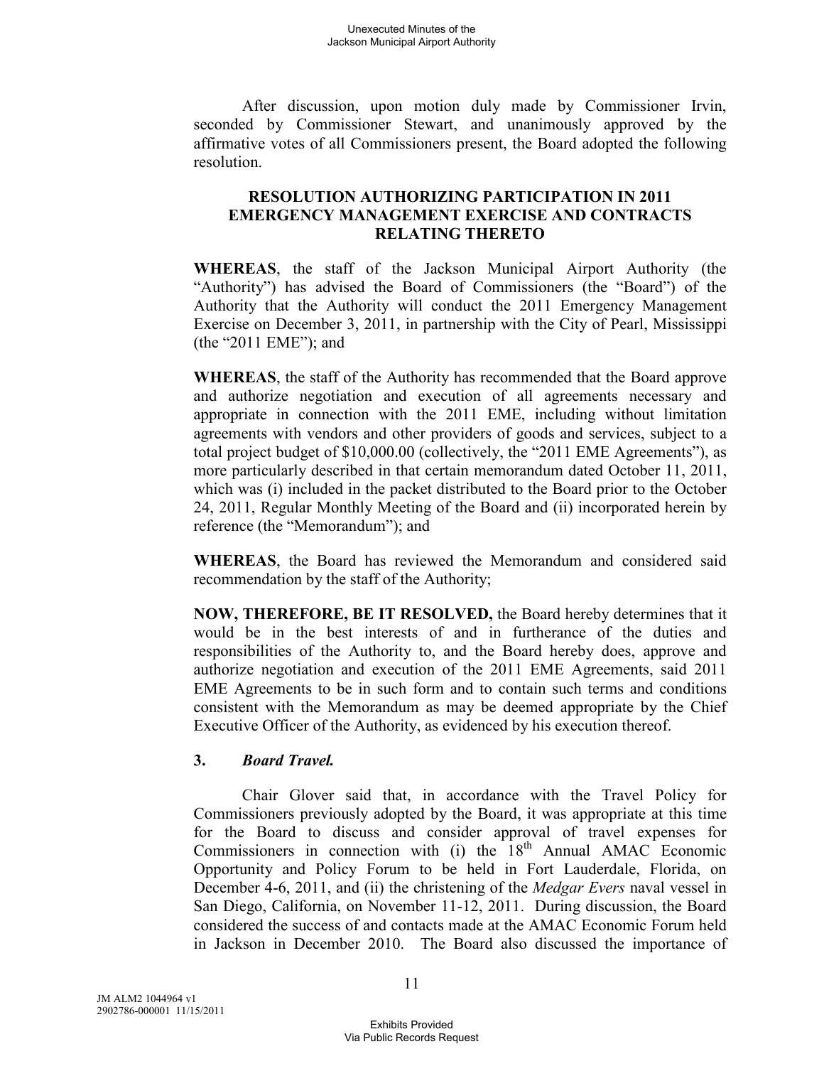After discussion, upon motion duly made by Commissioner Irvin, seconded by Commissioner Stewart, and unanimously approved by the affirmative votes of all Commissioners present, the Board adopted the following resolution.

**RESOLUTION AUTHORIZING PARTICIPATION IN 2011 EMERGENCY MANAGEMENT EXERCISE AND CONTRACTS RELATING THERETO**

**WHEREAS**, the staff of the Jackson Municipal Airport Authority (the "Authority") has advised the Board of Commissioners (the "Board") of the Authority that the Authority will conduct the 2011 Emergency Management Exercise on December 3, 2011, in partnership with the City of Pearl, Mississippi (the "2011 EME"); and

**WHEREAS**, the staff of the Authority has recommended that the Board approve and authorize negotiation and execution of all agreements necessary and appropriate in connection with the 2011 EME, including without limitation agreements with vendors and other providers of goods and services, subject to a total project budget of $10,000.00 (collectively, the "2011 EME Agreements"), as more particularly described in that certain memorandum dated October 11, 2011, which was (i) included in the packet distributed to the Board prior to the October 24, 2011, Regular Monthly Meeting of the Board and (ii) incorporated herein by reference (the "Memorandum"); and

**WHEREAS**, the Board has reviewed the Memorandum and considered said recommendation by the staff of the Authority;

**NOW, THEREFORE, BE IT RESOLVED,** the Board hereby determines that it would be in the best interests of and in furtherance of the duties and responsibilities of the Authority to, and the Board hereby does, approve and authorize negotiation and execution of the 2011 EME Agreements, said 2011 EME Agreements to be in such form and to contain such terms and conditions consistent with the Memorandum as may be deemed appropriate by the Chief Executive Officer of the Authority, as evidenced by his execution thereof.

**3.** ***Board Travel.***

Chair Glover said that, in accordance with the Travel Policy for Commissioners previously adopted by the Board, it was appropriate at this time for the Board to discuss and consider approval of travel expenses for Commissioners in connection with (i) the 18th Annual AMAC Economic Opportunity and Policy Forum to be held in Fort Lauderdale, Florida, on December 4-6, 2011, and (ii) the christening of the *Medgar Evers* naval vessel in San Diego, California, on November 11-12, 2011. During discussion, the Board considered the success of and contacts made at the AMAC Economic Forum held in Jackson in December 2010. The Board also discussed the importance of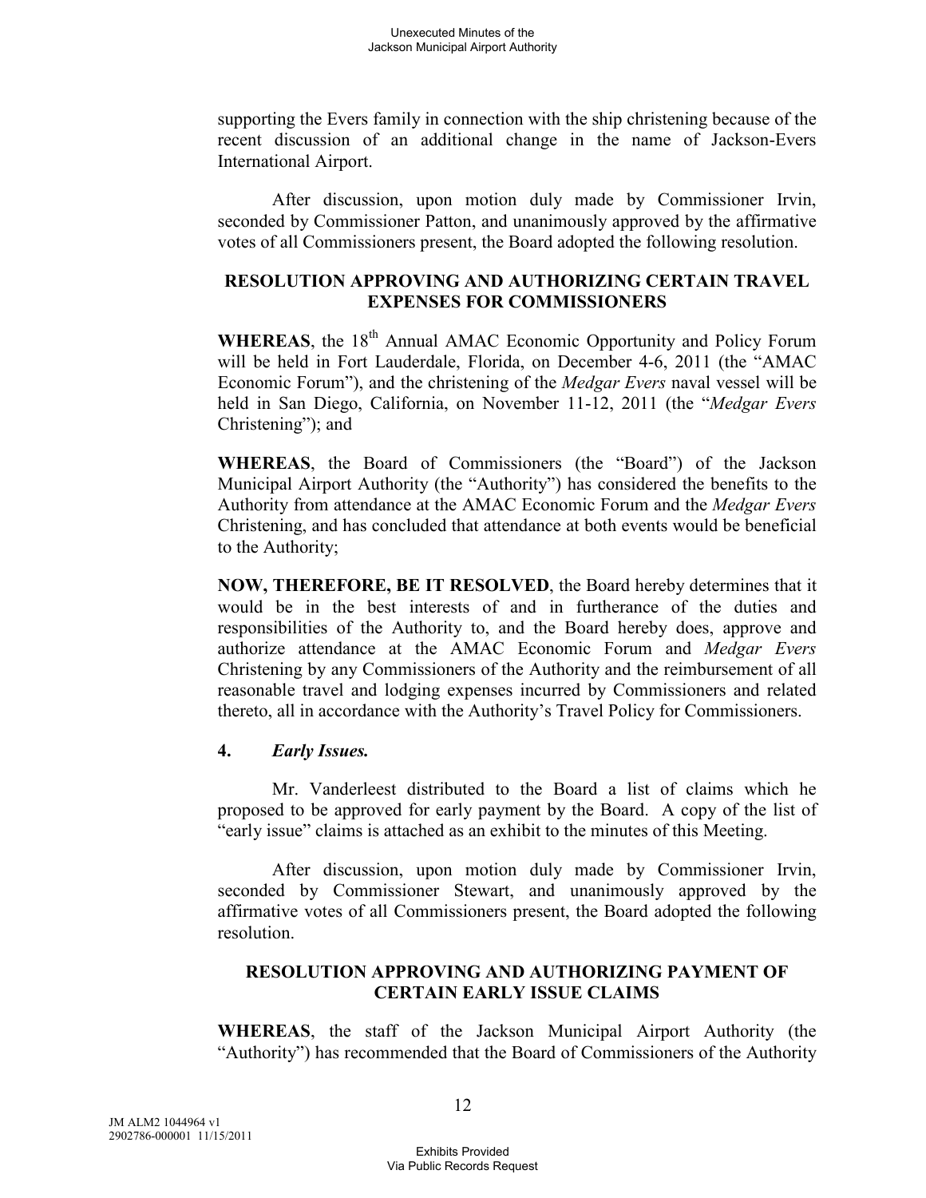supporting the Evers family in connection with the ship christening because of the recent discussion of an additional change in the name of Jackson-Evers International Airport.

After discussion, upon motion duly made by Commissioner Irvin, seconded by Commissioner Patton, and unanimously approved by the affirmative votes of all Commissioners present, the Board adopted the following resolution.

**RESOLUTION APPROVING AND AUTHORIZING CERTAIN TRAVEL EXPENSES FOR COMMISSIONERS**

**WHEREAS**, the 18th Annual AMAC Economic Opportunity and Policy Forum will be held in Fort Lauderdale, Florida, on December 4-6, 2011 (the "AMAC Economic Forum"), and the christening of the *Medgar Evers* naval vessel will be held in San Diego, California, on November 11-12, 2011 (the "*Medgar Evers* Christening"); and

**WHEREAS**, the Board of Commissioners (the "Board") of the Jackson Municipal Airport Authority (the "Authority") has considered the benefits to the Authority from attendance at the AMAC Economic Forum and the *Medgar Evers* Christening, and has concluded that attendance at both events would be beneficial to the Authority;

**NOW, THEREFORE, BE IT RESOLVED**, the Board hereby determines that it would be in the best interests of and in furtherance of the duties and responsibilities of the Authority to, and the Board hereby does, approve and authorize attendance at the AMAC Economic Forum and *Medgar Evers* Christening by any Commissioners of the Authority and the reimbursement of all reasonable travel and lodging expenses incurred by Commissioners and related thereto, all in accordance with the Authority's Travel Policy for Commissioners.

**4.** ***Early Issues.***

Mr. Vanderleest distributed to the Board a list of claims which he proposed to be approved for early payment by the Board. A copy of the list of "early issue" claims is attached as an exhibit to the minutes of this Meeting.

After discussion, upon motion duly made by Commissioner Irvin, seconded by Commissioner Stewart, and unanimously approved by the affirmative votes of all Commissioners present, the Board adopted the following resolution.

**RESOLUTION APPROVING AND AUTHORIZING PAYMENT OF CERTAIN EARLY ISSUE CLAIMS**

**WHEREAS**, the staff of the Jackson Municipal Airport Authority (the "Authority") has recommended that the Board of Commissioners of the Authority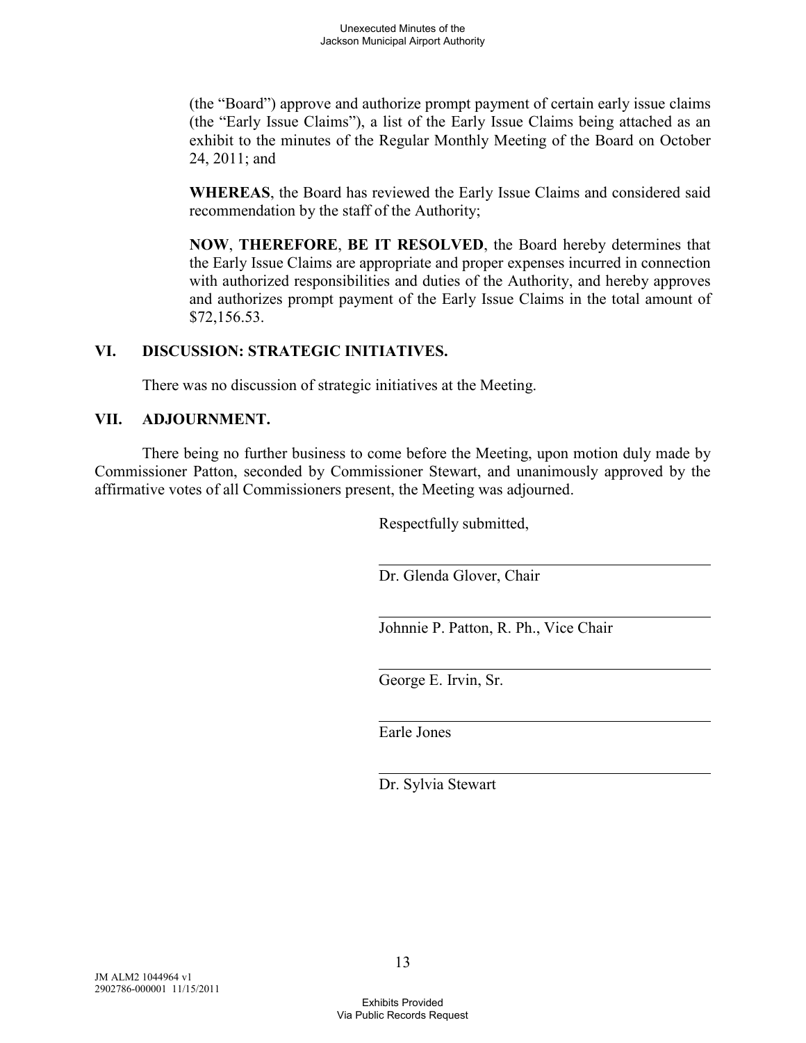(the "Board") approve and authorize prompt payment of certain early issue claims (the "Early Issue Claims"), a list of the Early Issue Claims being attached as an exhibit to the minutes of the Regular Monthly Meeting of the Board on October 24, 2011; and

**WHEREAS**, the Board has reviewed the Early Issue Claims and considered said recommendation by the staff of the Authority;

**NOW**, **THEREFORE**, **BE IT RESOLVED**, the Board hereby determines that the Early Issue Claims are appropriate and proper expenses incurred in connection with authorized responsibilities and duties of the Authority, and hereby approves and authorizes prompt payment of the Early Issue Claims in the total amount of $72,156.53.

## VI. DISCUSSION: STRATEGIC INITIATIVES.

There was no discussion of strategic initiatives at the Meeting.

## VII. ADJOURNMENT.

There being no further business to come before the Meeting, upon motion duly made by Commissioner Patton, seconded by Commissioner Stewart, and unanimously approved by the affirmative votes of all Commissioners present, the Meeting was adjourned.

Respectfully submitted,

\_\_\_\_\_\_\_\_\_\_\_\_\_\_\_\_\_\_\_\_\_\_\_\_\_\_\_\_\_\_\_\_\_\_\_\_\_\_\_\_
Dr. Glenda Glover, Chair

\_\_\_\_\_\_\_\_\_\_\_\_\_\_\_\_\_\_\_\_\_\_\_\_\_\_\_\_\_\_\_\_\_\_\_\_\_\_\_\_
Johnnie P. Patton, R. Ph., Vice Chair

\_\_\_\_\_\_\_\_\_\_\_\_\_\_\_\_\_\_\_\_\_\_\_\_\_\_\_\_\_\_\_\_\_\_\_\_\_\_\_\_
George E. Irvin, Sr.

\_\_\_\_\_\_\_\_\_\_\_\_\_\_\_\_\_\_\_\_\_\_\_\_\_\_\_\_\_\_\_\_\_\_\_\_\_\_\_\_
Earle Jones

\_\_\_\_\_\_\_\_\_\_\_\_\_\_\_\_\_\_\_\_\_\_\_\_\_\_\_\_\_\_\_\_\_\_\_\_\_\_\_\_
Dr. Sylvia Stewart

JM ALM2 1044964 v1
2902786-000001 11/15/2011